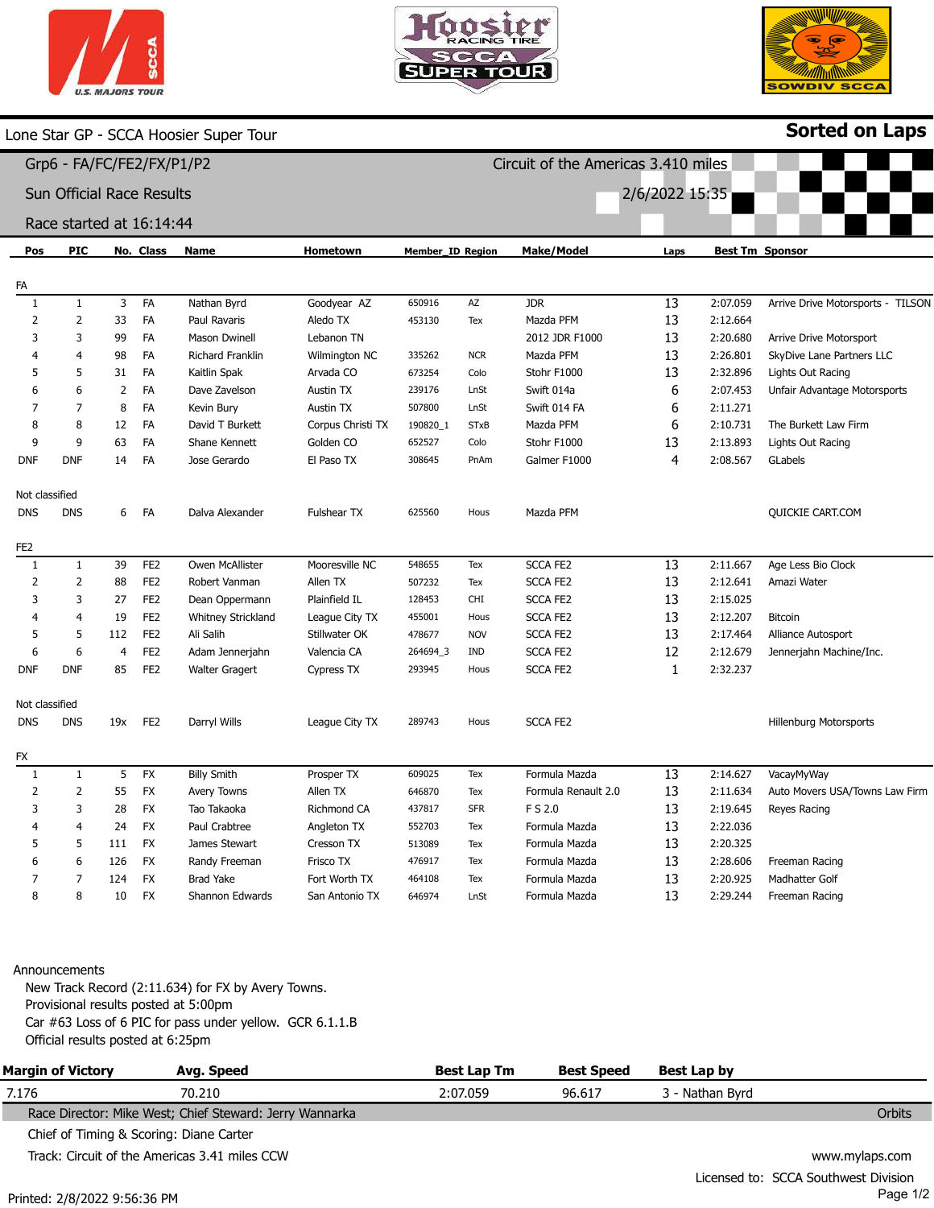U.S. MAJORS TOUR

Hoosier RACING TIRE SCCA SUPER TOUR

SOWDIV SCCA

# Lone Star GP - SCCA Hoosier Super Tour

**Sorted on Laps**

## Grp6 - FA/FC/FE2/FX/P1/P2

Circuit of the Americas 3.410 miles

Sun Official Race Results

2/6/2022 15:35

Race started at 16:14:44

| Pos | PIC | No. | Class | Name | Hometown | Member_ID | Region | Make/Model | Laps | Best Tm | Sponsor |
|---|---|---|---|---|---|---|---|---|---|---|---|
| **FA** | | | | | | | | | | | |
| 1 | 1 | 3 | FA | Nathan Byrd | Goodyear AZ | 650916 | AZ | JDR | 13 | 2:07.059 | Arrive Drive Motorsports - TILSON |
| 2 | 2 | 33 | FA | Paul Ravaris | Aledo TX | 453130 | Tex | Mazda PFM | 13 | 2:12.664 | |
| 3 | 3 | 99 | FA | Mason Dwinell | Lebanon TN | | | 2012 JDR F1000 | 13 | 2:20.680 | Arrive Drive Motorsport |
| 4 | 4 | 98 | FA | Richard Franklin | Wilmington NC | 335262 | NCR | Mazda PFM | 13 | 2:26.801 | SkyDive Lane Partners LLC |
| 5 | 5 | 31 | FA | Kaitlin Spak | Arvada CO | 673254 | Colo | Stohr F1000 | 13 | 2:32.896 | Lights Out Racing |
| 6 | 6 | 2 | FA | Dave Zavelson | Austin TX | 239176 | LnSt | Swift 014a | 6 | 2:07.453 | Unfair Advantage Motorsports |
| 7 | 7 | 8 | FA | Kevin Bury | Austin TX | 507800 | LnSt | Swift 014 FA | 6 | 2:11.271 | |
| 8 | 8 | 12 | FA | David T Burkett | Corpus Christi TX | 190820_1 | STxB | Mazda PFM | 6 | 2:10.731 | The Burkett Law Firm |
| 9 | 9 | 63 | FA | Shane Kennett | Golden CO | 652527 | Colo | Stohr F1000 | 13 | 2:13.893 | Lights Out Racing |
| DNF | DNF | 14 | FA | Jose Gerardo | El Paso TX | 308645 | PnAm | Galmer F1000 | 4 | 2:08.567 | GLabels |
| **Not classified** | | | | | | | | | | | |
| DNS | DNS | 6 | FA | Dalva Alexander | Fulshear TX | 625560 | Hous | Mazda PFM | | | QUICKIE CART.COM |
| **FE2** | | | | | | | | | | | |
| 1 | 1 | 39 | FE2 | Owen McAllister | Mooresville NC | 548655 | Tex | SCCA FE2 | 13 | 2:11.667 | Age Less Bio Clock |
| 2 | 2 | 88 | FE2 | Robert Vanman | Allen TX | 507232 | Tex | SCCA FE2 | 13 | 2:12.641 | Amazi Water |
| 3 | 3 | 27 | FE2 | Dean Oppermann | Plainfield IL | 128453 | CHI | SCCA FE2 | 13 | 2:15.025 | |
| 4 | 4 | 19 | FE2 | Whitney Strickland | League City TX | 455001 | Hous | SCCA FE2 | 13 | 2:12.207 | Bitcoin |
| 5 | 5 | 112 | FE2 | Ali Salih | Stillwater OK | 478677 | NOV | SCCA FE2 | 13 | 2:17.464 | Alliance Autosport |
| 6 | 6 | 4 | FE2 | Adam Jennerjahn | Valencia CA | 264694_3 | IND | SCCA FE2 | 12 | 2:12.679 | Jennerjahn Machine/Inc. |
| DNF | DNF | 85 | FE2 | Walter Gragert | Cypress TX | 293945 | Hous | SCCA FE2 | 1 | 2:32.237 | |
| **Not classified** | | | | | | | | | | | |
| DNS | DNS | 19x | FE2 | Darryl Wills | League City TX | 289743 | Hous | SCCA FE2 | | | Hillenburg Motorsports |
| **FX** | | | | | | | | | | | |
| 1 | 1 | 5 | FX | Billy Smith | Prosper TX | 609025 | Tex | Formula Mazda | 13 | 2:14.627 | VacayMyWay |
| 2 | 2 | 55 | FX | Avery Towns | Allen TX | 646870 | Tex | Formula Renault 2.0 | 13 | 2:11.634 | Auto Movers USA/Towns Law Firm |
| 3 | 3 | 28 | FX | Tao Takaoka | Richmond CA | 437817 | SFR | F S 2.0 | 13 | 2:19.645 | Reyes Racing |
| 4 | 4 | 24 | FX | Paul Crabtree | Angleton TX | 552703 | Tex | Formula Mazda | 13 | 2:22.036 | |
| 5 | 5 | 111 | FX | James Stewart | Cresson TX | 513089 | Tex | Formula Mazda | 13 | 2:20.325 | |
| 6 | 6 | 126 | FX | Randy Freeman | Frisco TX | 476917 | Tex | Formula Mazda | 13 | 2:28.606 | Freeman Racing |
| 7 | 7 | 124 | FX | Brad Yake | Fort Worth TX | 464108 | Tex | Formula Mazda | 13 | 2:20.925 | Madhatter Golf |
| 8 | 8 | 10 | FX | Shannon Edwards | San Antonio TX | 646974 | LnSt | Formula Mazda | 13 | 2:29.244 | Freeman Racing |

Announcements

- New Track Record (2:11.634) for FX by Avery Towns.
- Provisional results posted at 5:00pm
- Car #63 Loss of 6 PIC for pass under yellow. GCR 6.1.1.B
- Official results posted at 6:25pm

| Margin of Victory | Avg. Speed | Best Lap Tm | Best Speed | Best Lap by |
|---|---|---|---|---|
| 7.176 | 70.210 | 2:07.059 | 96.617 | 3 - Nathan Byrd |

Race Director: Mike West; Chief Steward: Jerry Wannarka

Orbits

Chief of Timing & Scoring: Diane Carter

Track: Circuit of the Americas 3.41 miles CCW

www.mylaps.com

Licensed to: SCCA Southwest Division

Printed: 2/8/2022 9:56:36 PM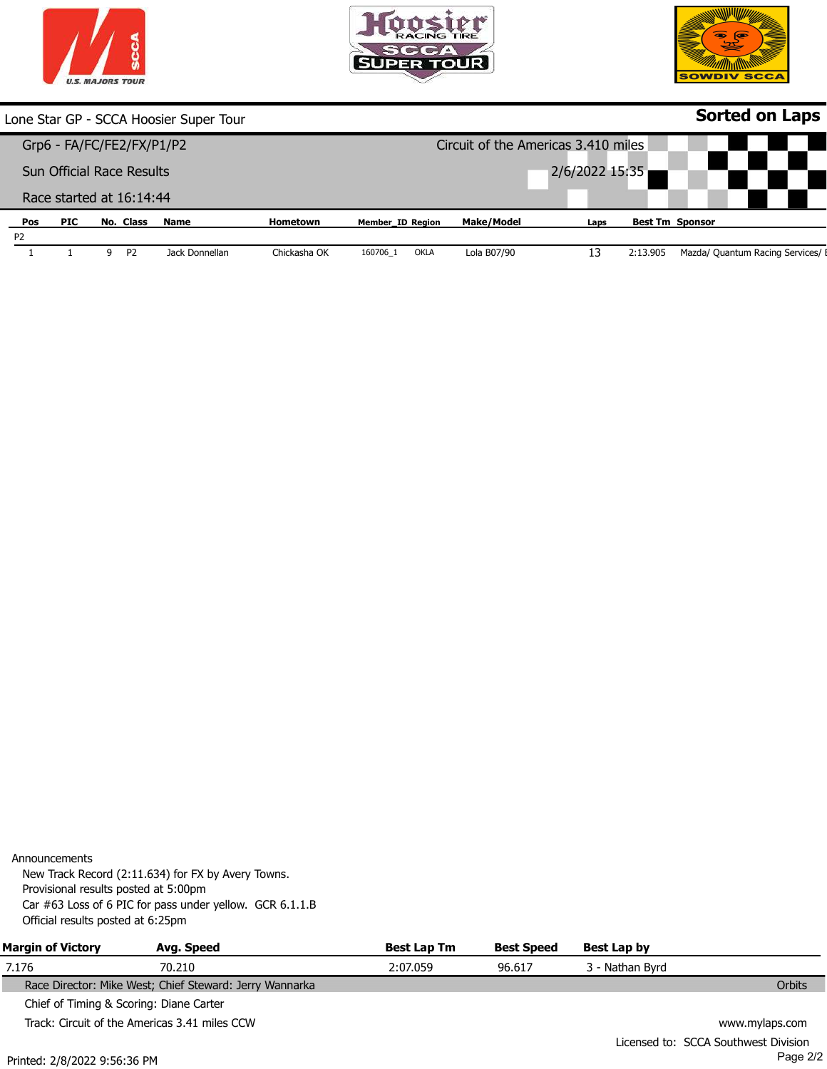Lone Star GP - SCCA Hoosier Super Tour

**Sorted on Laps**

Grp6 - FA/FC/FE2/FX/P1/P2

Circuit of the Americas 3.410 miles

Sun Official Race Results

2/6/2022 15:35

Race started at 16:14:44

| Pos | PIC | No. | Class | Name | Hometown | Member_ID | Region | Make/Model | Laps | Best Tm | Sponsor |
|---|---|---|---|---|---|---|---|---|---|---|---|
| P2 | | | | | | | | | | | |
| 1 | 1 | 9 | P2 | Jack Donnellan | Chickasha OK | 160706_1 | OKLA | Lola B07/90 | 13 | 2:13.905 | Mazda/ Quantum Racing Services/ E |

Announcements

New Track Record (2:11.634) for FX by Avery Towns.
Provisional results posted at 5:00pm
Car #63 Loss of 6 PIC for pass under yellow. GCR 6.1.1.B
Official results posted at 6:25pm

| Margin of Victory | Avg. Speed | Best Lap Tm | Best Speed | Best Lap by |
|---|---|---|---|---|
| 7.176 | 70.210 | 2:07.059 | 96.617 | 3 - Nathan Byrd |

Race Director: Mike West; Chief Steward: Jerry Wannarka

Orbits

Chief of Timing & Scoring: Diane Carter

Track: Circuit of the Americas 3.41 miles CCW

www.mylaps.com

Licensed to: SCCA Southwest Division

Printed: 2/8/2022 9:56:36 PM